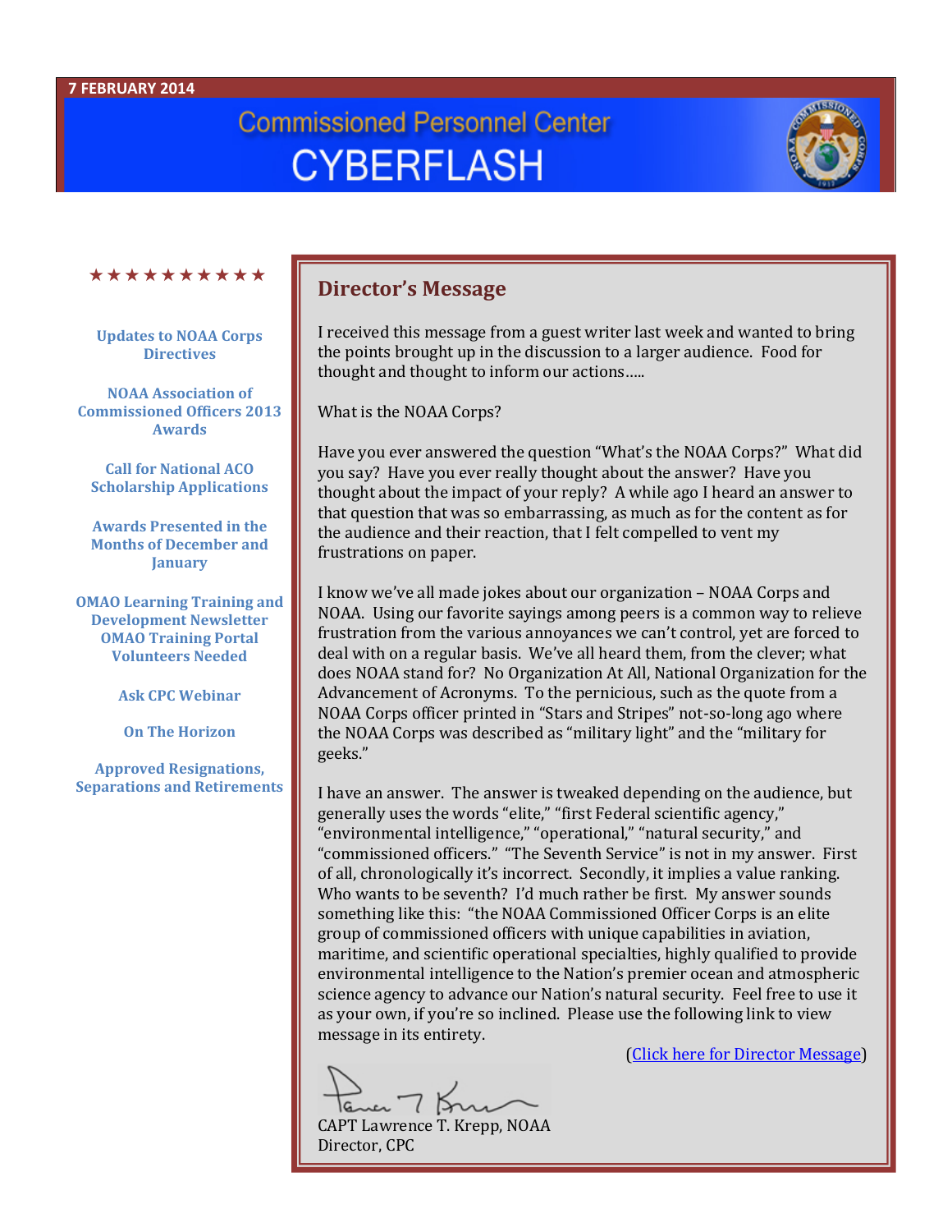7 FEBRUARY 2014

# Commissioned Personnel Center CYBERFLASH

★★★★★★★★★★

- Updates to NOAA Corps Directives
- NOAA Association of Commissioned Officers 2013 Awards
- Call for National ACO Scholarship Applications
- Awards Presented in the Months of December and January
- OMAO Learning Training and Development Newsletter
- OMAO Training Portal Volunteers Needed
- Ask CPC Webinar
- On The Horizon
- Approved Resignations, Separations and Retirements

## Director's Message

I received this message from a guest writer last week and wanted to bring the points brought up in the discussion to a larger audience. Food for thought and thought to inform our actions…..

What is the NOAA Corps?

Have you ever answered the question "What's the NOAA Corps?" What did you say? Have you ever really thought about the answer? Have you thought about the impact of your reply? A while ago I heard an answer to that question that was so embarrassing, as much as for the content as for the audience and their reaction, that I felt compelled to vent my frustrations on paper.

I know we've all made jokes about our organization – NOAA Corps and NOAA. Using our favorite sayings among peers is a common way to relieve frustration from the various annoyances we can't control, yet are forced to deal with on a regular basis. We've all heard them, from the clever; what does NOAA stand for? No Organization At All, National Organization for the Advancement of Acronyms. To the pernicious, such as the quote from a NOAA Corps officer printed in "Stars and Stripes" not-so-long ago where the NOAA Corps was described as "military light" and the "military for geeks."

I have an answer. The answer is tweaked depending on the audience, but generally uses the words "elite," "first Federal scientific agency," "environmental intelligence," "operational," "natural security," and "commissioned officers." "The Seventh Service" is not in my answer. First of all, chronologically it's incorrect. Secondly, it implies a value ranking. Who wants to be seventh? I'd much rather be first. My answer sounds something like this: "the NOAA Commissioned Officer Corps is an elite group of commissioned officers with unique capabilities in aviation, maritime, and scientific operational specialties, highly qualified to provide environmental intelligence to the Nation's premier ocean and atmospheric science agency to advance our Nation's natural security. Feel free to use it as your own, if you're so inclined. Please use the following link to view message in its entirety.

(Click here for Director Message)

CAPT Lawrence T. Krepp, NOAA
Director, CPC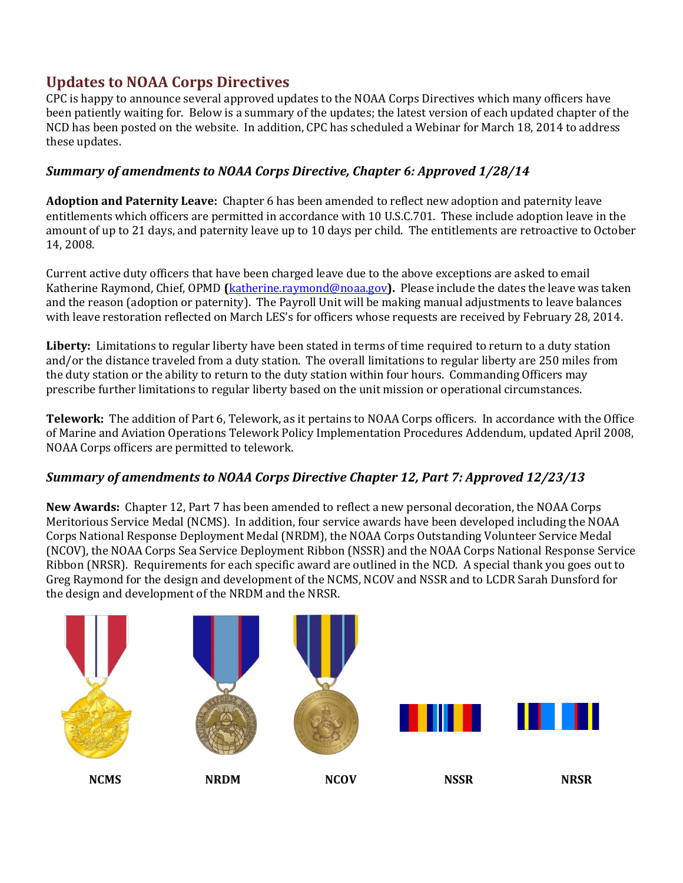## Updates to NOAA Corps Directives

CPC is happy to announce several approved updates to the NOAA Corps Directives which many officers have been patiently waiting for. Below is a summary of the updates; the latest version of each updated chapter of the NCD has been posted on the website. In addition, CPC has scheduled a Webinar for March 18, 2014 to address these updates.

### *Summary of amendments to NOAA Corps Directive, Chapter 6: Approved 1/28/14*

**Adoption and Paternity Leave:** Chapter 6 has been amended to reflect new adoption and paternity leave entitlements which officers are permitted in accordance with 10 U.S.C.701. These include adoption leave in the amount of up to 21 days, and paternity leave up to 10 days per child. The entitlements are retroactive to October 14, 2008.

Current active duty officers that have been charged leave due to the above exceptions are asked to email Katherine Raymond, Chief, OPMD **(**katherine.raymond@noaa.gov**).** Please include the dates the leave was taken and the reason (adoption or paternity). The Payroll Unit will be making manual adjustments to leave balances with leave restoration reflected on March LES's for officers whose requests are received by February 28, 2014.

**Liberty:** Limitations to regular liberty have been stated in terms of time required to return to a duty station and/or the distance traveled from a duty station. The overall limitations to regular liberty are 250 miles from the duty station or the ability to return to the duty station within four hours. Commanding Officers may prescribe further limitations to regular liberty based on the unit mission or operational circumstances.

**Telework:** The addition of Part 6, Telework, as it pertains to NOAA Corps officers. In accordance with the Office of Marine and Aviation Operations Telework Policy Implementation Procedures Addendum, updated April 2008, NOAA Corps officers are permitted to telework.

### *Summary of amendments to NOAA Corps Directive Chapter 12, Part 7: Approved 12/23/13*

**New Awards:** Chapter 12, Part 7 has been amended to reflect a new personal decoration, the NOAA Corps Meritorious Service Medal (NCMS). In addition, four service awards have been developed including the NOAA Corps National Response Deployment Medal (NRDM), the NOAA Corps Outstanding Volunteer Service Medal (NCOV), the NOAA Corps Sea Service Deployment Ribbon (NSSR) and the NOAA Corps National Response Service Ribbon (NRSR). Requirements for each specific award are outlined in the NCD. A special thank you goes out to Greg Raymond for the design and development of the NCMS, NCOV and NSSR and to LCDR Sarah Dunsford for the design and development of the NRDM and the NRSR.

**NCMS** **NRDM** **NCOV** **NSSR** **NRSR**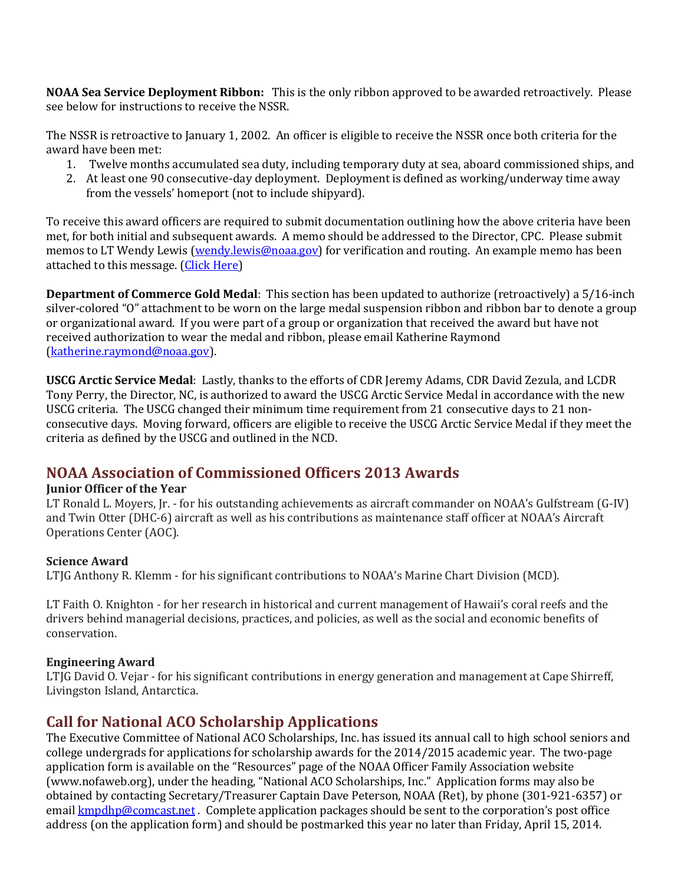**NOAA Sea Service Deployment Ribbon:** This is the only ribbon approved to be awarded retroactively. Please see below for instructions to receive the NSSR.

The NSSR is retroactive to January 1, 2002. An officer is eligible to receive the NSSR once both criteria for the award have been met:

1. Twelve months accumulated sea duty, including temporary duty at sea, aboard commissioned ships, and
2. At least one 90 consecutive-day deployment. Deployment is defined as working/underway time away from the vessels' homeport (not to include shipyard).

To receive this award officers are required to submit documentation outlining how the above criteria have been met, for both initial and subsequent awards. A memo should be addressed to the Director, CPC. Please submit memos to LT Wendy Lewis (wendy.lewis@noaa.gov) for verification and routing. An example memo has been attached to this message. (Click Here)

**Department of Commerce Gold Medal**: This section has been updated to authorize (retroactively) a 5/16-inch silver-colored "O" attachment to be worn on the large medal suspension ribbon and ribbon bar to denote a group or organizational award. If you were part of a group or organization that received the award but have not received authorization to wear the medal and ribbon, please email Katherine Raymond (katherine.raymond@noaa.gov).

**USCG Arctic Service Medal**: Lastly, thanks to the efforts of CDR Jeremy Adams, CDR David Zezula, and LCDR Tony Perry, the Director, NC, is authorized to award the USCG Arctic Service Medal in accordance with the new USCG criteria. The USCG changed their minimum time requirement from 21 consecutive days to 21 non-consecutive days. Moving forward, officers are eligible to receive the USCG Arctic Service Medal if they meet the criteria as defined by the USCG and outlined in the NCD.

## NOAA Association of Commissioned Officers 2013 Awards

**Junior Officer of the Year**

LT Ronald L. Moyers, Jr. - for his outstanding achievements as aircraft commander on NOAA's Gulfstream (G-IV) and Twin Otter (DHC-6) aircraft as well as his contributions as maintenance staff officer at NOAA's Aircraft Operations Center (AOC).

**Science Award**

LTJG Anthony R. Klemm - for his significant contributions to NOAA's Marine Chart Division (MCD).

LT Faith O. Knighton - for her research in historical and current management of Hawaii's coral reefs and the drivers behind managerial decisions, practices, and policies, as well as the social and economic benefits of conservation.

**Engineering Award**

LTJG David O. Vejar - for his significant contributions in energy generation and management at Cape Shirreff, Livingston Island, Antarctica.

## Call for National ACO Scholarship Applications

The Executive Committee of National ACO Scholarships, Inc. has issued its annual call to high school seniors and college undergrads for applications for scholarship awards for the 2014/2015 academic year. The two-page application form is available on the "Resources" page of the NOAA Officer Family Association website (www.nofaweb.org), under the heading, "National ACO Scholarships, Inc." Application forms may also be obtained by contacting Secretary/Treasurer Captain Dave Peterson, NOAA (Ret), by phone (301-921-6357) or email kmpdhp@comcast.net . Complete application packages should be sent to the corporation's post office address (on the application form) and should be postmarked this year no later than Friday, April 15, 2014.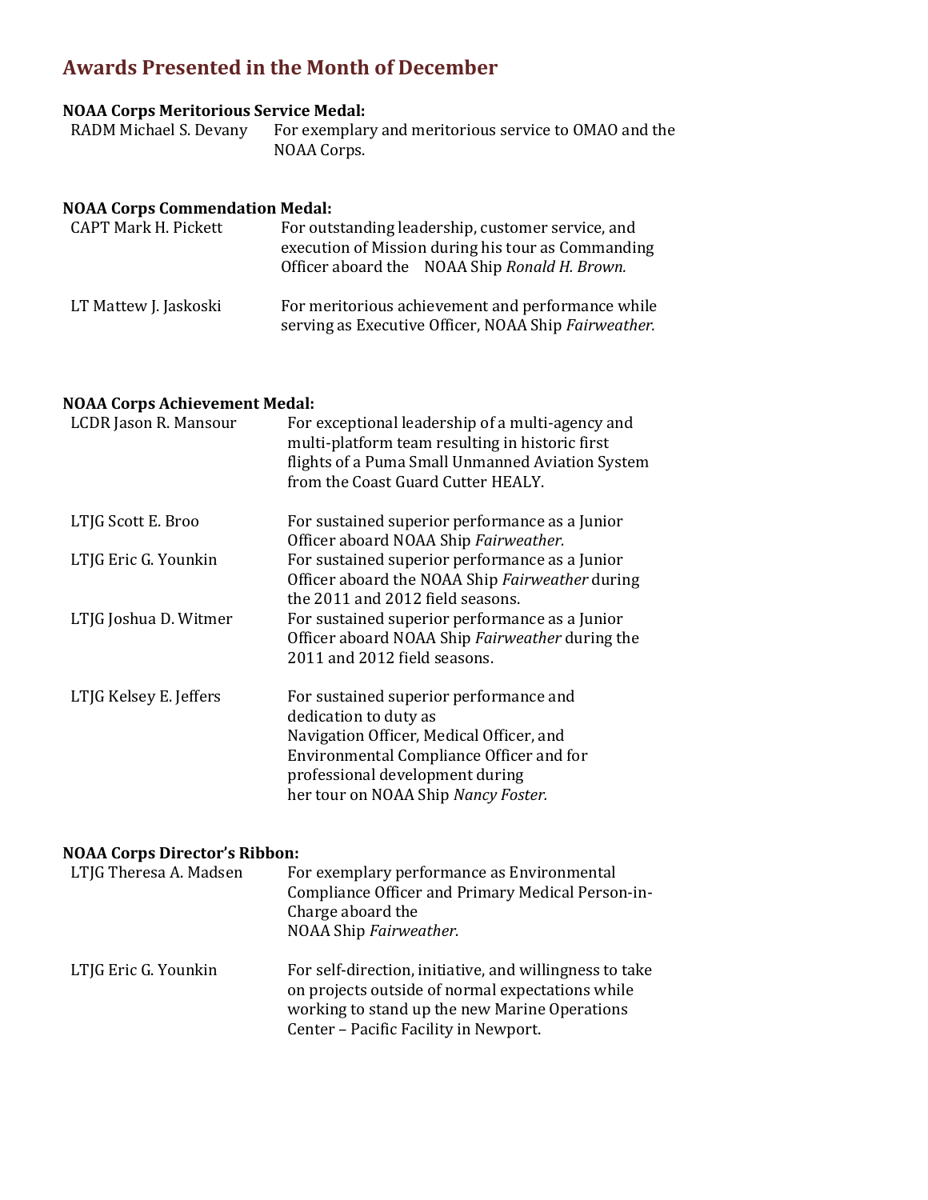## Awards Presented in the Month of December

**NOAA Corps Meritorious Service Medal:**

| | |
|---|---|
| RADM Michael S. Devany | For exemplary and meritorious service to OMAO and the NOAA Corps. |

**NOAA Corps Commendation Medal:**

| | |
|---|---|
| CAPT Mark H. Pickett | For outstanding leadership, customer service, and execution of Mission during his tour as Commanding Officer aboard the NOAA Ship *Ronald H. Brown.* |
| LT Mattew J. Jaskoski | For meritorious achievement and performance while serving as Executive Officer, NOAA Ship *Fairweather.* |

**NOAA Corps Achievement Medal:**

| | |
|---|---|
| LCDR Jason R. Mansour | For exceptional leadership of a multi-agency and multi-platform team resulting in historic first flights of a Puma Small Unmanned Aviation System from the Coast Guard Cutter HEALY. |
| LTJG Scott E. Broo | For sustained superior performance as a Junior Officer aboard NOAA Ship *Fairweather.* |
| LTJG Eric G. Younkin | For sustained superior performance as a Junior Officer aboard the NOAA Ship *Fairweather* during the 2011 and 2012 field seasons. |
| LTJG Joshua D. Witmer | For sustained superior performance as a Junior Officer aboard NOAA Ship *Fairweather* during the 2011 and 2012 field seasons. |
| LTJG Kelsey E. Jeffers | For sustained superior performance and dedication to duty as Navigation Officer, Medical Officer, and Environmental Compliance Officer and for professional development during her tour on NOAA Ship *Nancy Foster.* |

**NOAA Corps Director's Ribbon:**

| | |
|---|---|
| LTJG Theresa A. Madsen | For exemplary performance as Environmental Compliance Officer and Primary Medical Person-in-Charge aboard the NOAA Ship *Fairweather.* |
| LTJG Eric G. Younkin | For self-direction, initiative, and willingness to take on projects outside of normal expectations while working to stand up the new Marine Operations Center – Pacific Facility in Newport. |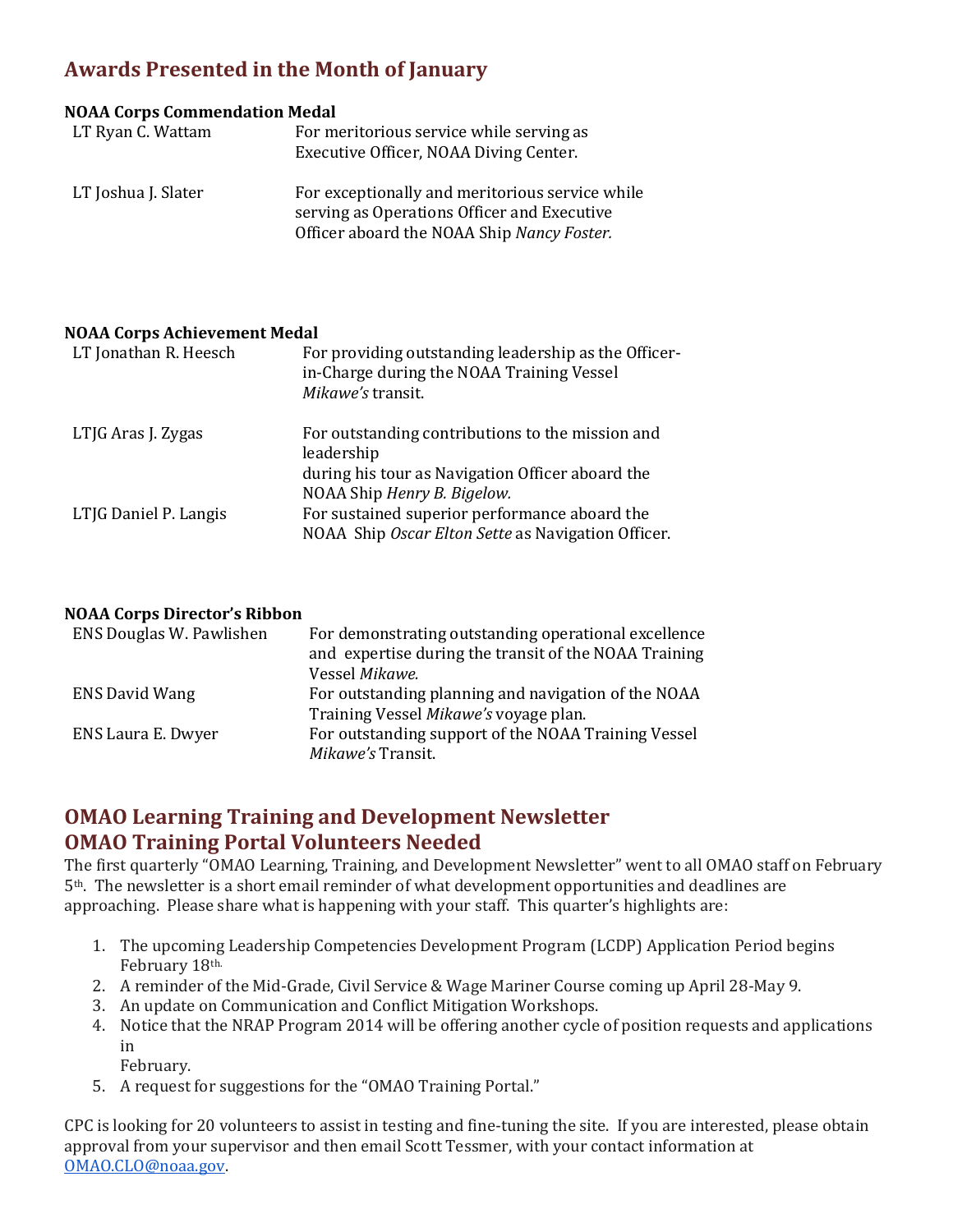## Awards Presented in the Month of January

**NOAA Corps Commendation Medal**

| | |
|---|---|
| LT Ryan C. Wattam | For meritorious service while serving as Executive Officer, NOAA Diving Center. |
| LT Joshua J. Slater | For exceptionally and meritorious service while serving as Operations Officer and Executive Officer aboard the NOAA Ship *Nancy Foster.* |

**NOAA Corps Achievement Medal**

| | |
|---|---|
| LT Jonathan R. Heesch | For providing outstanding leadership as the Officer-in-Charge during the NOAA Training Vessel *Mikawe's* transit. |
| LTJG Aras J. Zygas | For outstanding contributions to the mission and leadership during his tour as Navigation Officer aboard the NOAA Ship *Henry B. Bigelow.* |
| LTJG Daniel P. Langis | For sustained superior performance aboard the NOAA Ship *Oscar Elton Sette* as Navigation Officer. |

**NOAA Corps Director's Ribbon**

| | |
|---|---|
| ENS Douglas W. Pawlishen | For demonstrating outstanding operational excellence and expertise during the transit of the NOAA Training Vessel *Mikawe.* |
| ENS David Wang | For outstanding planning and navigation of the NOAA Training Vessel *Mikawe's* voyage plan. |
| ENS Laura E. Dwyer | For outstanding support of the NOAA Training Vessel *Mikawe's* Transit. |

## OMAO Learning Training and Development Newsletter
## OMAO Training Portal Volunteers Needed

The first quarterly "OMAO Learning, Training, and Development Newsletter" went to all OMAO staff on February 5th. The newsletter is a short email reminder of what development opportunities and deadlines are approaching. Please share what is happening with your staff. This quarter's highlights are:

1. The upcoming Leadership Competencies Development Program (LCDP) Application Period begins February 18th.
2. A reminder of the Mid-Grade, Civil Service & Wage Mariner Course coming up April 28-May 9.
3. An update on Communication and Conflict Mitigation Workshops.
4. Notice that the NRAP Program 2014 will be offering another cycle of position requests and applications in February.
5. A request for suggestions for the "OMAO Training Portal."

CPC is looking for 20 volunteers to assist in testing and fine-tuning the site. If you are interested, please obtain approval from your supervisor and then email Scott Tessmer, with your contact information at OMAO.CLO@noaa.gov.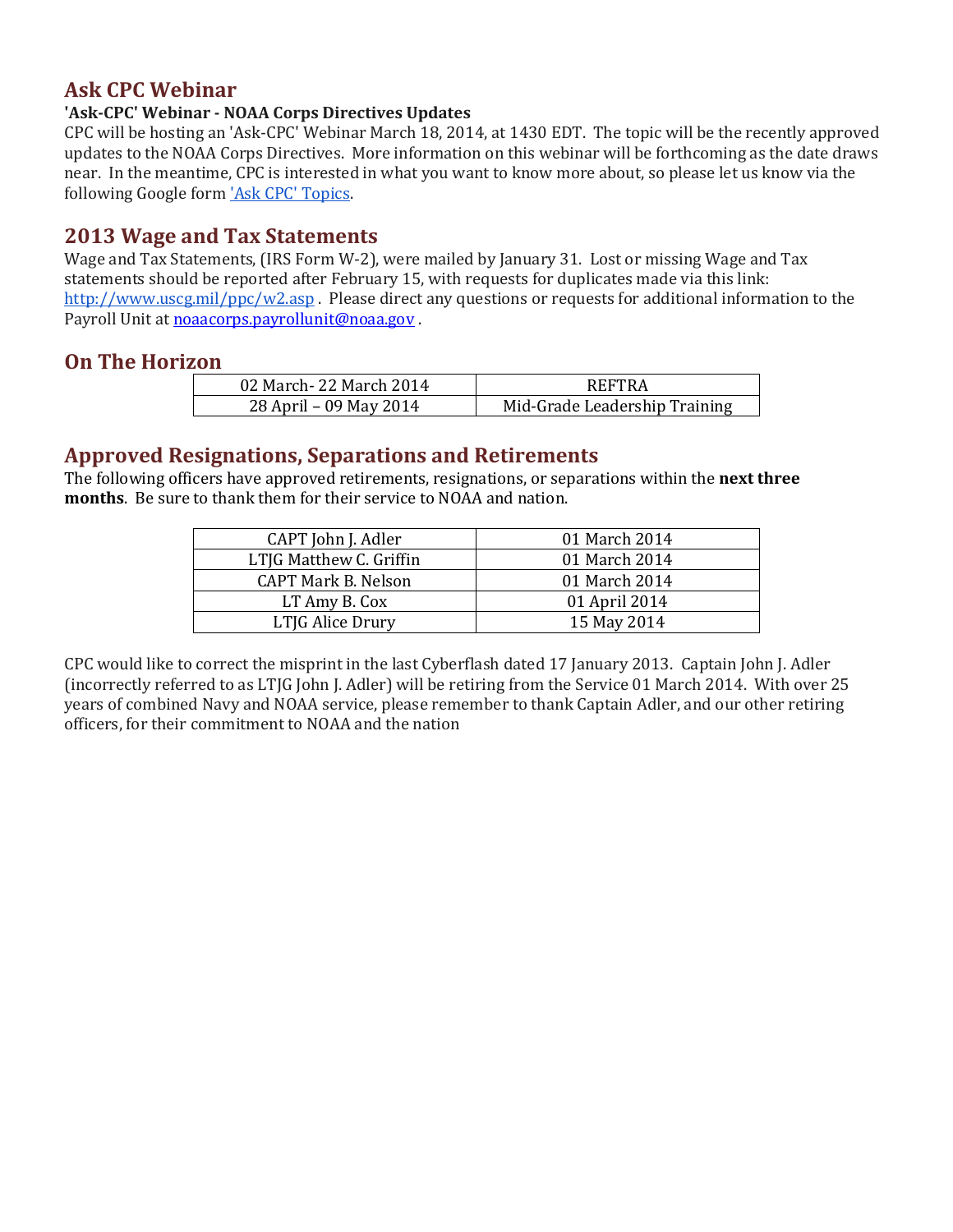## Ask CPC Webinar

**'Ask-CPC' Webinar - NOAA Corps Directives Updates**

CPC will be hosting an 'Ask-CPC' Webinar March 18, 2014, at 1430 EDT. The topic will be the recently approved updates to the NOAA Corps Directives. More information on this webinar will be forthcoming as the date draws near. In the meantime, CPC is interested in what you want to know more about, so please let us know via the following Google form 'Ask CPC' Topics.

## 2013 Wage and Tax Statements

Wage and Tax Statements, (IRS Form W-2), were mailed by January 31. Lost or missing Wage and Tax statements should be reported after February 15, with requests for duplicates made via this link: http://www.uscg.mil/ppc/w2.asp . Please direct any questions or requests for additional information to the Payroll Unit at noaacorps.payrollunit@noaa.gov .

## On The Horizon

| | |
|---|---|
| 02 March- 22 March 2014 | REFTRA |
| 28 April – 09 May 2014 | Mid-Grade Leadership Training |

## Approved Resignations, Separations and Retirements

The following officers have approved retirements, resignations, or separations within the **next three months**. Be sure to thank them for their service to NOAA and nation.

| | |
|---|---|
| CAPT John J. Adler | 01 March 2014 |
| LTJG Matthew C. Griffin | 01 March 2014 |
| CAPT Mark B. Nelson | 01 March 2014 |
| LT Amy B. Cox | 01 April 2014 |
| LTJG Alice Drury | 15 May 2014 |

CPC would like to correct the misprint in the last Cyberflash dated 17 January 2013. Captain John J. Adler (incorrectly referred to as LTJG John J. Adler) will be retiring from the Service 01 March 2014. With over 25 years of combined Navy and NOAA service, please remember to thank Captain Adler, and our other retiring officers, for their commitment to NOAA and the nation